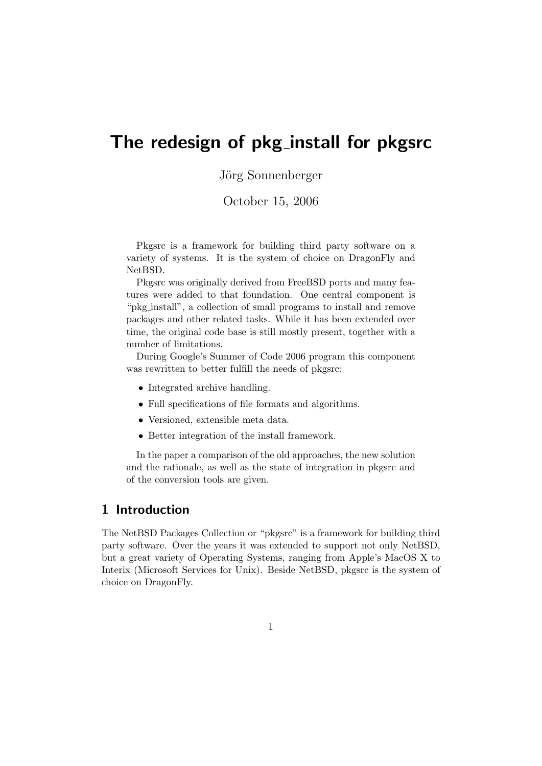# The redesign of pkg_install for pkgsrc

Jörg Sonnenberger

October 15, 2006

Pkgsrc is a framework for building third party software on a variety of systems. It is the system of choice on DragonFly and NetBSD.

Pkgsrc was originally derived from FreeBSD ports and many features were added to that foundation. One central component is "pkg_install", a collection of small programs to install and remove packages and other related tasks. While it has been extended over time, the original code base is still mostly present, together with a number of limitations.

During Google's Summer of Code 2006 program this component was rewritten to better fulfill the needs of pkgsrc:

- Integrated archive handling.
- Full specifications of file formats and algorithms.
- Versioned, extensible meta data.
- Better integration of the install framework.

In the paper a comparison of the old approaches, the new solution and the rationale, as well as the state of integration in pkgsrc and of the conversion tools are given.

## 1 Introduction

The NetBSD Packages Collection or "pkgsrc" is a framework for building third party software. Over the years it was extended to support not only NetBSD, but a great variety of Operating Systems, ranging from Apple's MacOS X to Interix (Microsoft Services for Unix). Beside NetBSD, pkgsrc is the system of choice on DragonFly.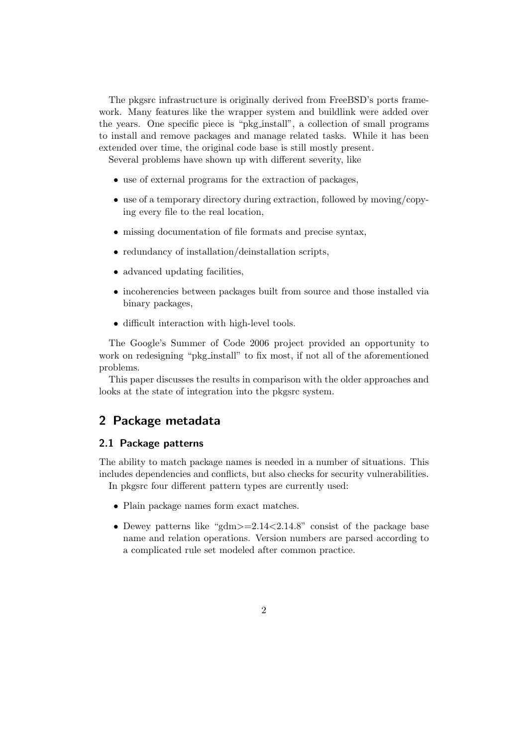The pkgsrc infrastructure is originally derived from FreeBSD's ports framework. Many features like the wrapper system and buildlink were added over the years. One specific piece is "pkg_install", a collection of small programs to install and remove packages and manage related tasks. While it has been extended over time, the original code base is still mostly present.

Several problems have shown up with different severity, like

- use of external programs for the extraction of packages,
- use of a temporary directory during extraction, followed by moving/copying every file to the real location,
- missing documentation of file formats and precise syntax,
- redundancy of installation/deinstallation scripts,
- advanced updating facilities,
- incoherencies between packages built from source and those installed via binary packages,
- difficult interaction with high-level tools.

The Google's Summer of Code 2006 project provided an opportunity to work on redesigning "pkg_install" to fix most, if not all of the aforementioned problems.

This paper discusses the results in comparison with the older approaches and looks at the state of integration into the pkgsrc system.

## 2 Package metadata

### 2.1 Package patterns

The ability to match package names is needed in a number of situations. This includes dependencies and conflicts, but also checks for security vulnerabilities.

In pkgsrc four different pattern types are currently used:

- Plain package names form exact matches.
- Dewey patterns like "gdm>=2.14<2.14.8" consist of the package base name and relation operations. Version numbers are parsed according to a complicated rule set modeled after common practice.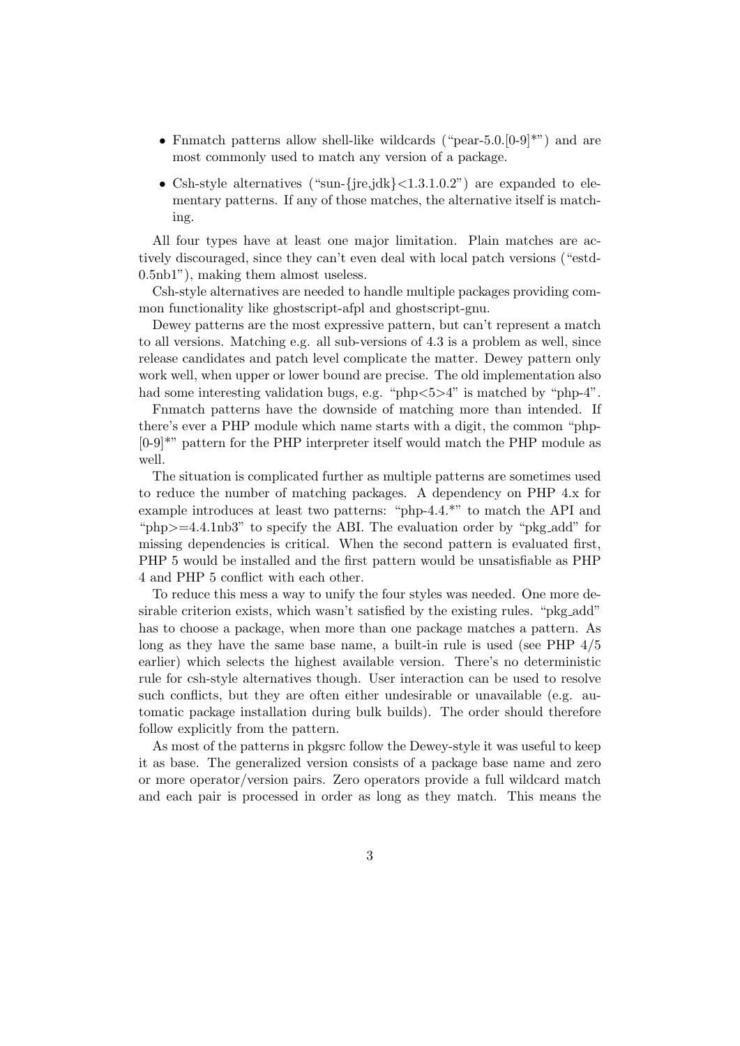- Fnmatch patterns allow shell-like wildcards ("pear-5.0.[0-9]*") and are most commonly used to match any version of a package.
- Csh-style alternatives ("sun-{jre,jdk}<1.3.1.0.2") are expanded to elementary patterns. If any of those matches, the alternative itself is matching.

All four types have at least one major limitation. Plain matches are actively discouraged, since they can't even deal with local patch versions ("estd-0.5nb1"), making them almost useless.

Csh-style alternatives are needed to handle multiple packages providing common functionality like ghostscript-afpl and ghostscript-gnu.

Dewey patterns are the most expressive pattern, but can't represent a match to all versions. Matching e.g. all sub-versions of 4.3 is a problem as well, since release candidates and patch level complicate the matter. Dewey pattern only work well, when upper or lower bound are precise. The old implementation also had some interesting validation bugs, e.g. "php<5>4" is matched by "php-4".

Fnmatch patterns have the downside of matching more than intended. If there's ever a PHP module which name starts with a digit, the common "php-[0-9]*" pattern for the PHP interpreter itself would match the PHP module as well.

The situation is complicated further as multiple patterns are sometimes used to reduce the number of matching packages. A dependency on PHP 4.x for example introduces at least two patterns: "php-4.4.*" to match the API and "php>=4.4.1nb3" to specify the ABI. The evaluation order by "pkg_add" for missing dependencies is critical. When the second pattern is evaluated first, PHP 5 would be installed and the first pattern would be unsatisfiable as PHP 4 and PHP 5 conflict with each other.

To reduce this mess a way to unify the four styles was needed. One more desirable criterion exists, which wasn't satisfied by the existing rules. "pkg_add" has to choose a package, when more than one package matches a pattern. As long as they have the same base name, a built-in rule is used (see PHP 4/5 earlier) which selects the highest available version. There's no deterministic rule for csh-style alternatives though. User interaction can be used to resolve such conflicts, but they are often either undesirable or unavailable (e.g. automatic package installation during bulk builds). The order should therefore follow explicitly from the pattern.

As most of the patterns in pkgsrc follow the Dewey-style it was useful to keep it as base. The generalized version consists of a package base name and zero or more operator/version pairs. Zero operators provide a full wildcard match and each pair is processed in order as long as they match. This means the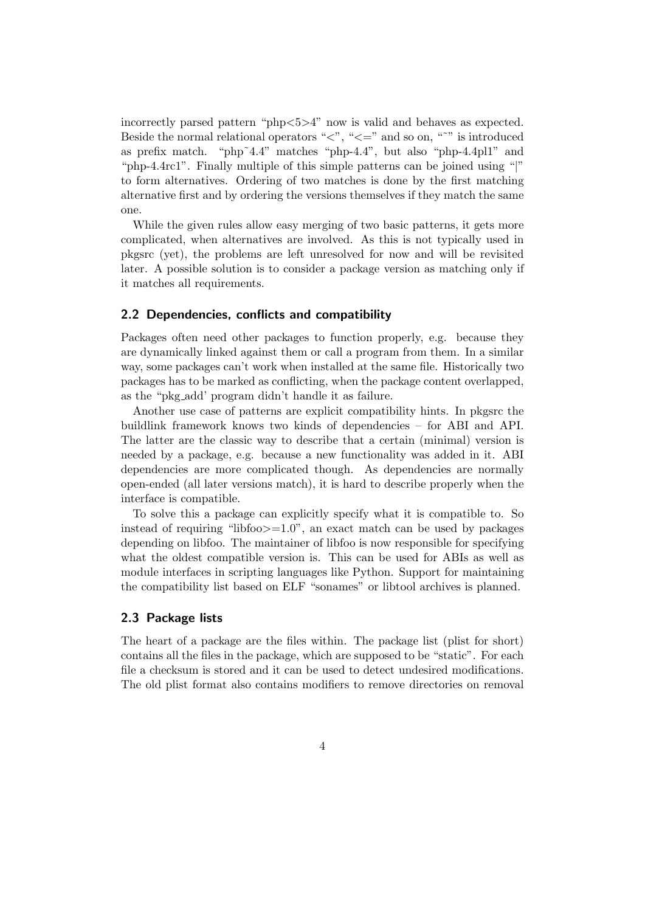incorrectly parsed pattern "php<5>4" now is valid and behaves as expected. Beside the normal relational operators "<", "<=" and so on, "~" is introduced as prefix match. "php~4.4" matches "php-4.4", but also "php-4.4pl1" and "php-4.4rc1". Finally multiple of this simple patterns can be joined using "|" to form alternatives. Ordering of two matches is done by the first matching alternative first and by ordering the versions themselves if they match the same one.

While the given rules allow easy merging of two basic patterns, it gets more complicated, when alternatives are involved. As this is not typically used in pkgsrc (yet), the problems are left unresolved for now and will be revisited later. A possible solution is to consider a package version as matching only if it matches all requirements.

## 2.2 Dependencies, conflicts and compatibility

Packages often need other packages to function properly, e.g. because they are dynamically linked against them or call a program from them. In a similar way, some packages can't work when installed at the same file. Historically two packages has to be marked as conflicting, when the package content overlapped, as the "pkg_add' program didn't handle it as failure.

Another use case of patterns are explicit compatibility hints. In pkgsrc the buildlink framework knows two kinds of dependencies – for ABI and API. The latter are the classic way to describe that a certain (minimal) version is needed by a package, e.g. because a new functionality was added in it. ABI dependencies are more complicated though. As dependencies are normally open-ended (all later versions match), it is hard to describe properly when the interface is compatible.

To solve this a package can explicitly specify what it is compatible to. So instead of requiring "libfoo>=1.0", an exact match can be used by packages depending on libfoo. The maintainer of libfoo is now responsible for specifying what the oldest compatible version is. This can be used for ABIs as well as module interfaces in scripting languages like Python. Support for maintaining the compatibility list based on ELF "sonames" or libtool archives is planned.

## 2.3 Package lists

The heart of a package are the files within. The package list (plist for short) contains all the files in the package, which are supposed to be "static". For each file a checksum is stored and it can be used to detect undesired modifications. The old plist format also contains modifiers to remove directories on removal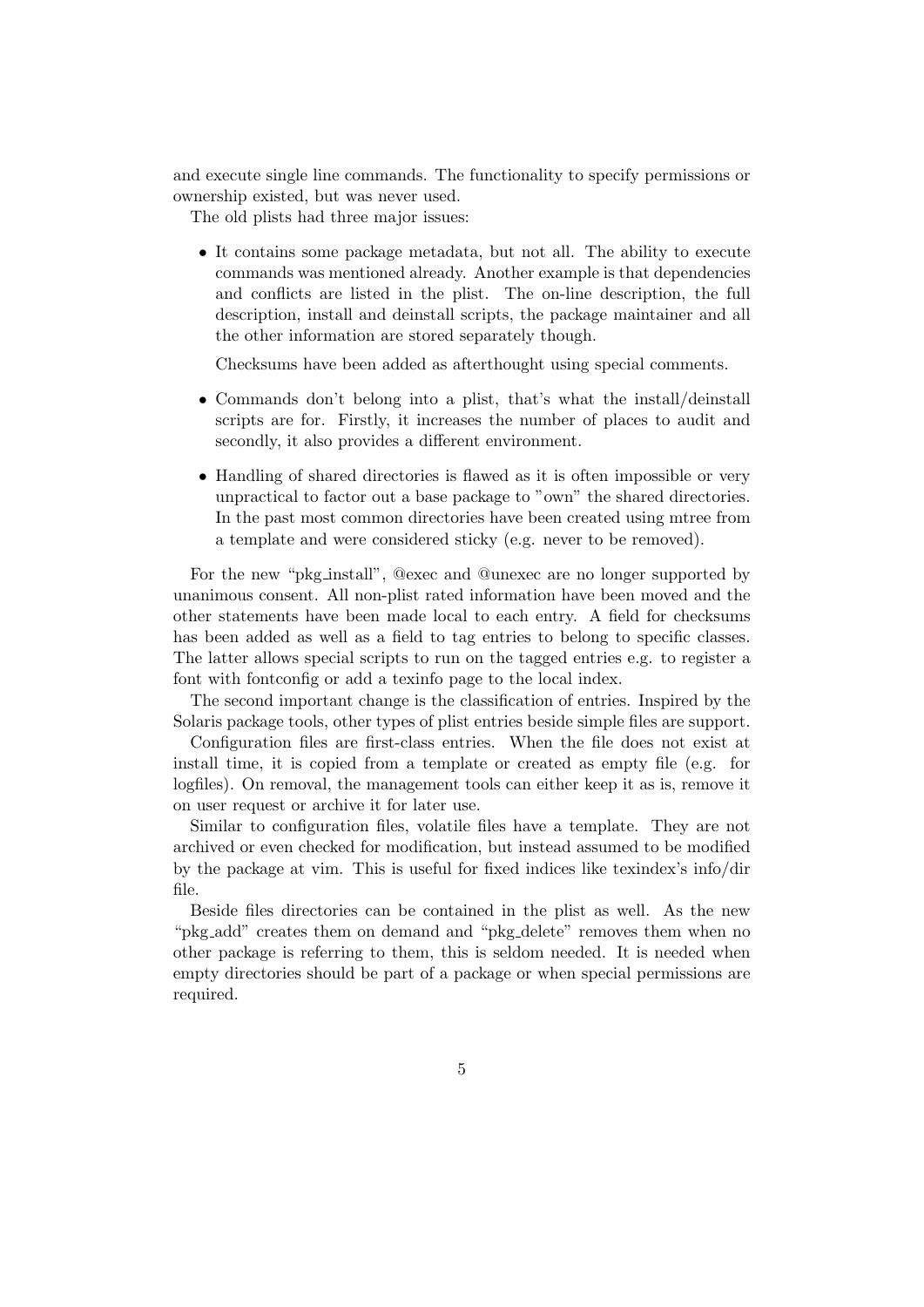and execute single line commands. The functionality to specify permissions or ownership existed, but was never used.

The old plists had three major issues:

- It contains some package metadata, but not all. The ability to execute commands was mentioned already. Another example is that dependencies and conflicts are listed in the plist. The on-line description, the full description, install and deinstall scripts, the package maintainer and all the other information are stored separately though.

  Checksums have been added as afterthought using special comments.

- Commands don't belong into a plist, that's what the install/deinstall scripts are for. Firstly, it increases the number of places to audit and secondly, it also provides a different environment.

- Handling of shared directories is flawed as it is often impossible or very unpractical to factor out a base package to "own" the shared directories. In the past most common directories have been created using mtree from a template and were considered sticky (e.g. never to be removed).

For the new "pkg_install", @exec and @unexec are no longer supported by unanimous consent. All non-plist rated information have been moved and the other statements have been made local to each entry. A field for checksums has been added as well as a field to tag entries to belong to specific classes. The latter allows special scripts to run on the tagged entries e.g. to register a font with fontconfig or add a texinfo page to the local index.

The second important change is the classification of entries. Inspired by the Solaris package tools, other types of plist entries beside simple files are support.

Configuration files are first-class entries. When the file does not exist at install time, it is copied from a template or created as empty file (e.g. for logfiles). On removal, the management tools can either keep it as is, remove it on user request or archive it for later use.

Similar to configuration files, volatile files have a template. They are not archived or even checked for modification, but instead assumed to be modified by the package at vim. This is useful for fixed indices like texindex's info/dir file.

Beside files directories can be contained in the plist as well. As the new "pkg_add" creates them on demand and "pkg_delete" removes them when no other package is referring to them, this is seldom needed. It is needed when empty directories should be part of a package or when special permissions are required.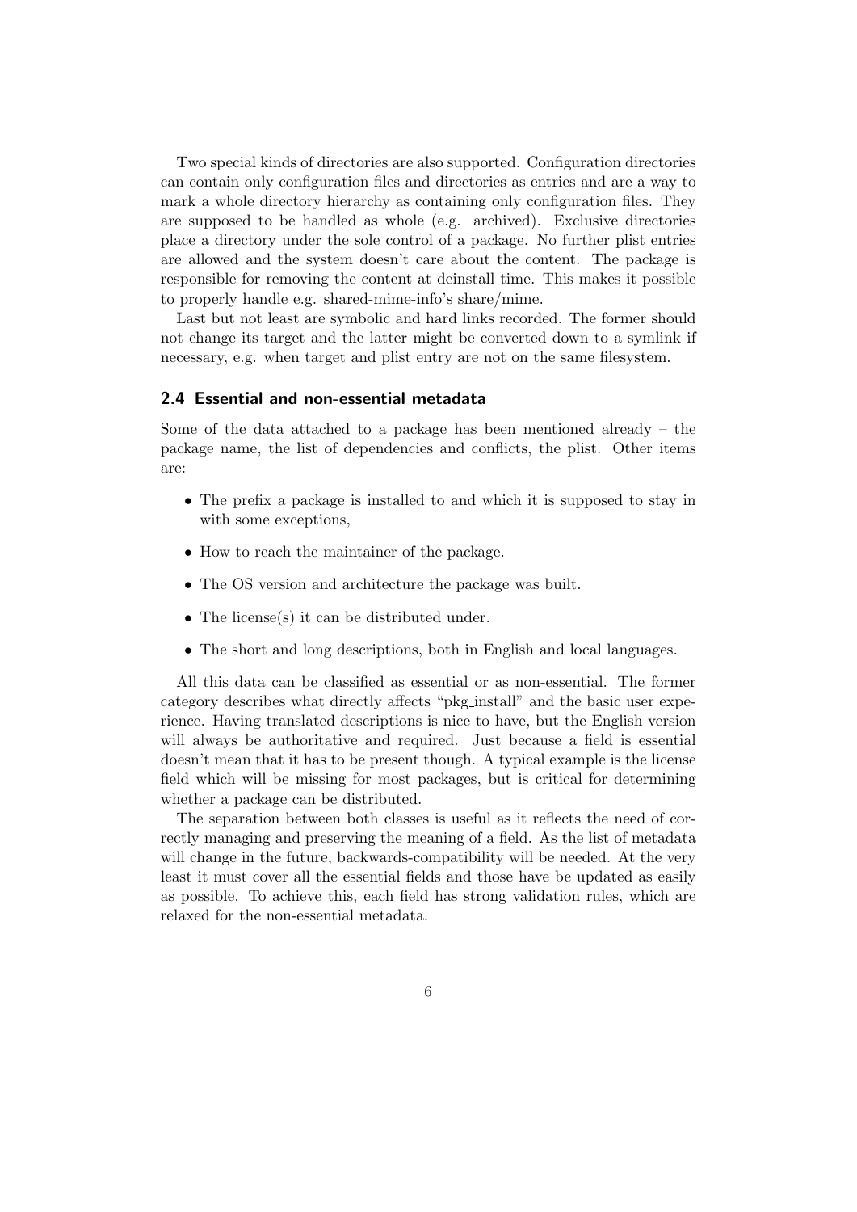Two special kinds of directories are also supported. Configuration directories can contain only configuration files and directories as entries and are a way to mark a whole directory hierarchy as containing only configuration files. They are supposed to be handled as whole (e.g. archived). Exclusive directories place a directory under the sole control of a package. No further plist entries are allowed and the system doesn't care about the content. The package is responsible for removing the content at deinstall time. This makes it possible to properly handle e.g. shared-mime-info's share/mime.

Last but not least are symbolic and hard links recorded. The former should not change its target and the latter might be converted down to a symlink if necessary, e.g. when target and plist entry are not on the same filesystem.

### 2.4 Essential and non-essential metadata

Some of the data attached to a package has been mentioned already – the package name, the list of dependencies and conflicts, the plist. Other items are:

- The prefix a package is installed to and which it is supposed to stay in with some exceptions,
- How to reach the maintainer of the package.
- The OS version and architecture the package was built.
- The license(s) it can be distributed under.
- The short and long descriptions, both in English and local languages.

All this data can be classified as essential or as non-essential. The former category describes what directly affects "pkg_install" and the basic user experience. Having translated descriptions is nice to have, but the English version will always be authoritative and required. Just because a field is essential doesn't mean that it has to be present though. A typical example is the license field which will be missing for most packages, but is critical for determining whether a package can be distributed.

The separation between both classes is useful as it reflects the need of correctly managing and preserving the meaning of a field. As the list of metadata will change in the future, backwards-compatibility will be needed. At the very least it must cover all the essential fields and those have be updated as easily as possible. To achieve this, each field has strong validation rules, which are relaxed for the non-essential metadata.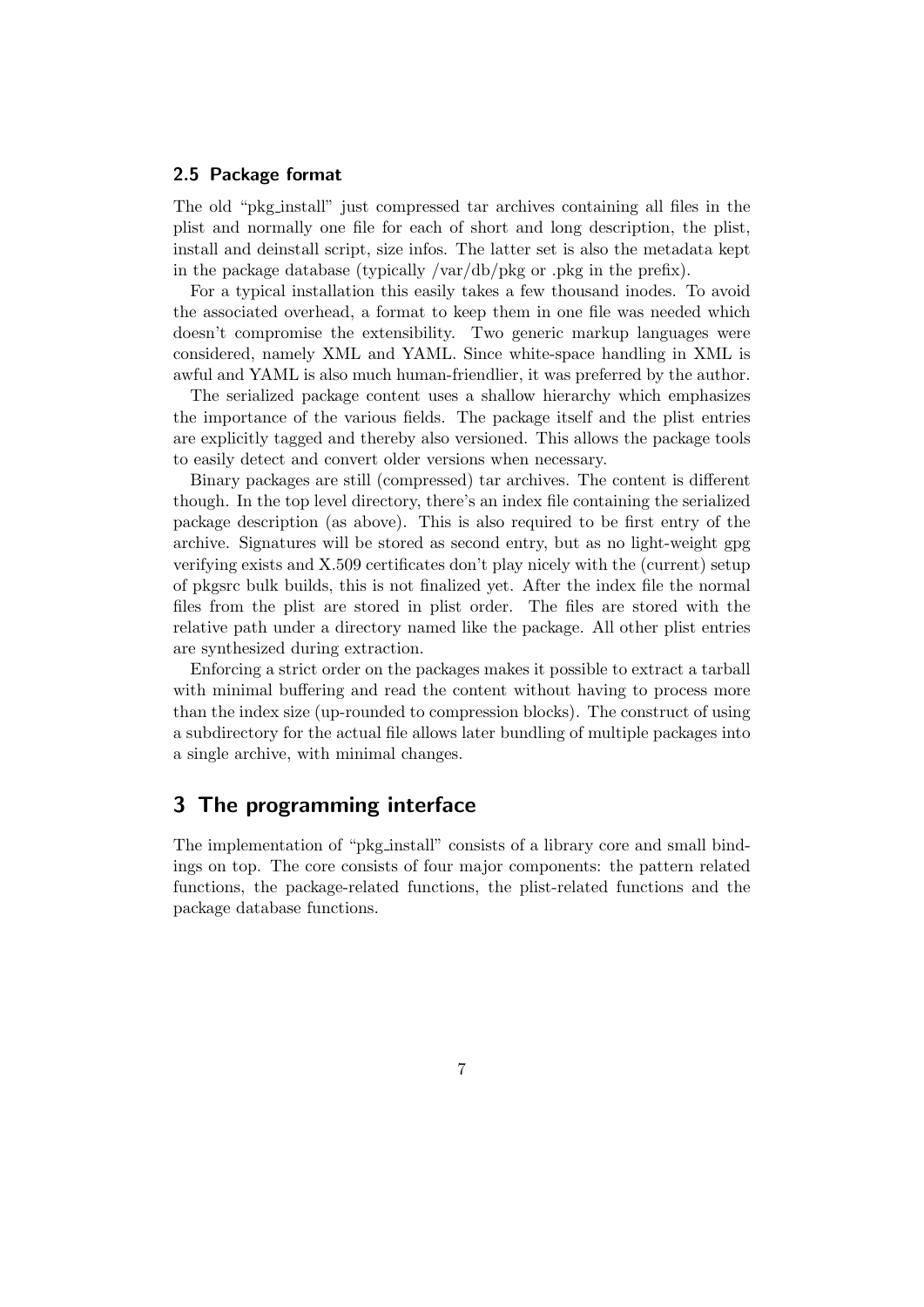### 2.5 Package format

The old "pkg_install" just compressed tar archives containing all files in the plist and normally one file for each of short and long description, the plist, install and deinstall script, size infos. The latter set is also the metadata kept in the package database (typically /var/db/pkg or .pkg in the prefix).

For a typical installation this easily takes a few thousand inodes. To avoid the associated overhead, a format to keep them in one file was needed which doesn't compromise the extensibility. Two generic markup languages were considered, namely XML and YAML. Since white-space handling in XML is awful and YAML is also much human-friendlier, it was preferred by the author.

The serialized package content uses a shallow hierarchy which emphasizes the importance of the various fields. The package itself and the plist entries are explicitly tagged and thereby also versioned. This allows the package tools to easily detect and convert older versions when necessary.

Binary packages are still (compressed) tar archives. The content is different though. In the top level directory, there's an index file containing the serialized package description (as above). This is also required to be first entry of the archive. Signatures will be stored as second entry, but as no light-weight gpg verifying exists and X.509 certificates don't play nicely with the (current) setup of pkgsrc bulk builds, this is not finalized yet. After the index file the normal files from the plist are stored in plist order. The files are stored with the relative path under a directory named like the package. All other plist entries are synthesized during extraction.

Enforcing a strict order on the packages makes it possible to extract a tarball with minimal buffering and read the content without having to process more than the index size (up-rounded to compression blocks). The construct of using a subdirectory for the actual file allows later bundling of multiple packages into a single archive, with minimal changes.

## 3 The programming interface

The implementation of "pkg_install" consists of a library core and small bindings on top. The core consists of four major components: the pattern related functions, the package-related functions, the plist-related functions and the package database functions.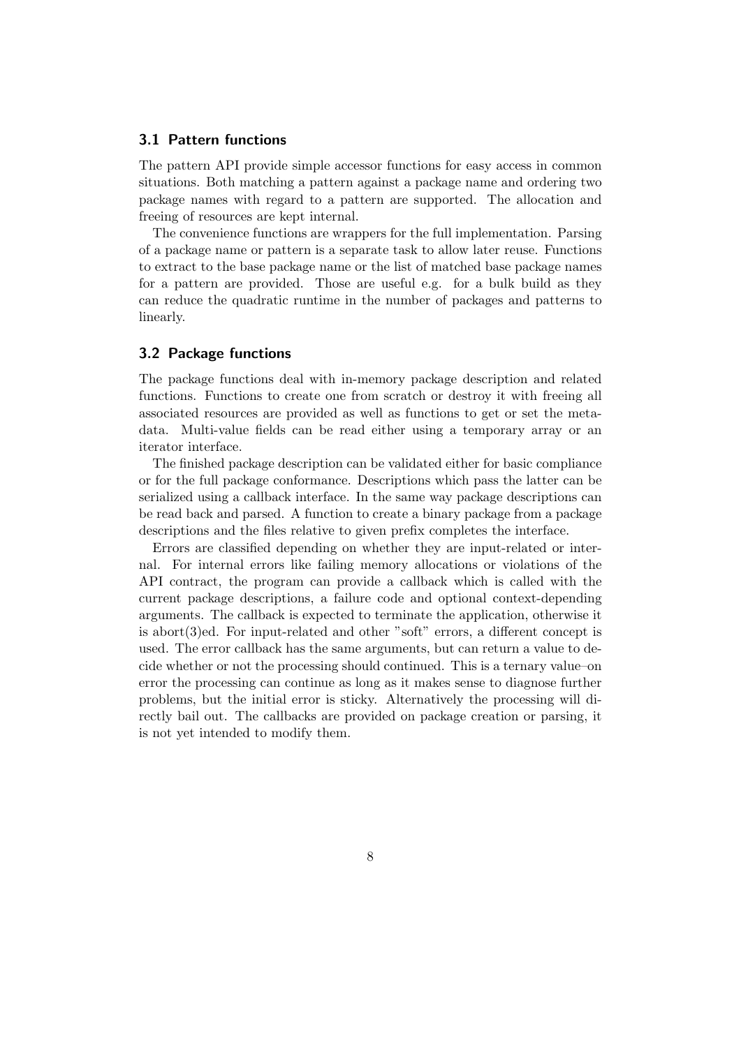### 3.1 Pattern functions

The pattern API provide simple accessor functions for easy access in common situations. Both matching a pattern against a package name and ordering two package names with regard to a pattern are supported. The allocation and freeing of resources are kept internal.

The convenience functions are wrappers for the full implementation. Parsing of a package name or pattern is a separate task to allow later reuse. Functions to extract to the base package name or the list of matched base package names for a pattern are provided. Those are useful e.g. for a bulk build as they can reduce the quadratic runtime in the number of packages and patterns to linearly.

### 3.2 Package functions

The package functions deal with in-memory package description and related functions. Functions to create one from scratch or destroy it with freeing all associated resources are provided as well as functions to get or set the metadata. Multi-value fields can be read either using a temporary array or an iterator interface.

The finished package description can be validated either for basic compliance or for the full package conformance. Descriptions which pass the latter can be serialized using a callback interface. In the same way package descriptions can be read back and parsed. A function to create a binary package from a package descriptions and the files relative to given prefix completes the interface.

Errors are classified depending on whether they are input-related or internal. For internal errors like failing memory allocations or violations of the API contract, the program can provide a callback which is called with the current package descriptions, a failure code and optional context-depending arguments. The callback is expected to terminate the application, otherwise it is abort(3)ed. For input-related and other "soft" errors, a different concept is used. The error callback has the same arguments, but can return a value to decide whether or not the processing should continued. This is a ternary value–on error the processing can continue as long as it makes sense to diagnose further problems, but the initial error is sticky. Alternatively the processing will directly bail out. The callbacks are provided on package creation or parsing, it is not yet intended to modify them.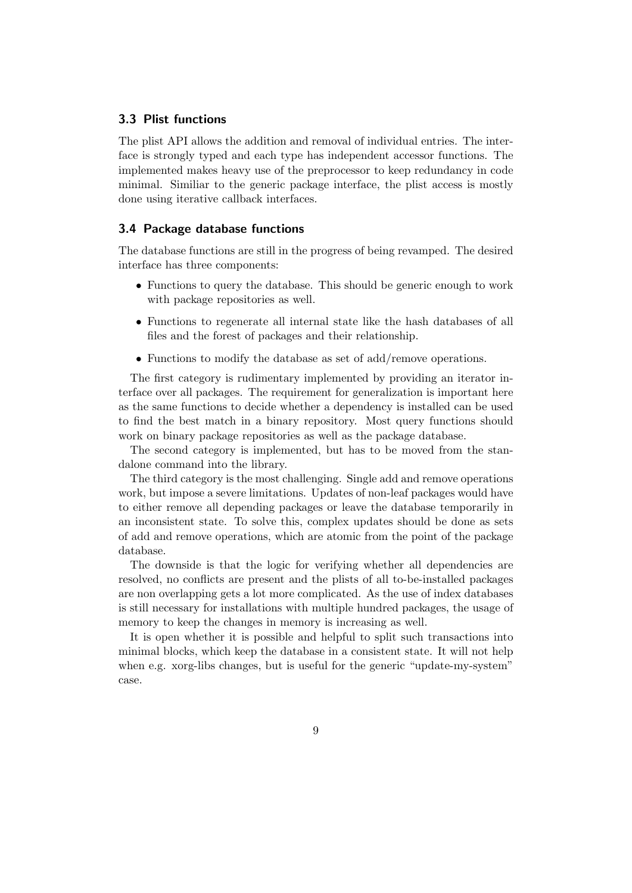### 3.3 Plist functions

The plist API allows the addition and removal of individual entries. The interface is strongly typed and each type has independent accessor functions. The implemented makes heavy use of the preprocessor to keep redundancy in code minimal. Similiar to the generic package interface, the plist access is mostly done using iterative callback interfaces.

### 3.4 Package database functions

The database functions are still in the progress of being revamped. The desired interface has three components:

- Functions to query the database. This should be generic enough to work with package repositories as well.
- Functions to regenerate all internal state like the hash databases of all files and the forest of packages and their relationship.
- Functions to modify the database as set of add/remove operations.

The first category is rudimentary implemented by providing an iterator interface over all packages. The requirement for generalization is important here as the same functions to decide whether a dependency is installed can be used to find the best match in a binary repository. Most query functions should work on binary package repositories as well as the package database.

The second category is implemented, but has to be moved from the standalone command into the library.

The third category is the most challenging. Single add and remove operations work, but impose a severe limitations. Updates of non-leaf packages would have to either remove all depending packages or leave the database temporarily in an inconsistent state. To solve this, complex updates should be done as sets of add and remove operations, which are atomic from the point of the package database.

The downside is that the logic for verifying whether all dependencies are resolved, no conflicts are present and the plists of all to-be-installed packages are non overlapping gets a lot more complicated. As the use of index databases is still necessary for installations with multiple hundred packages, the usage of memory to keep the changes in memory is increasing as well.

It is open whether it is possible and helpful to split such transactions into minimal blocks, which keep the database in a consistent state. It will not help when e.g. xorg-libs changes, but is useful for the generic "update-my-system" case.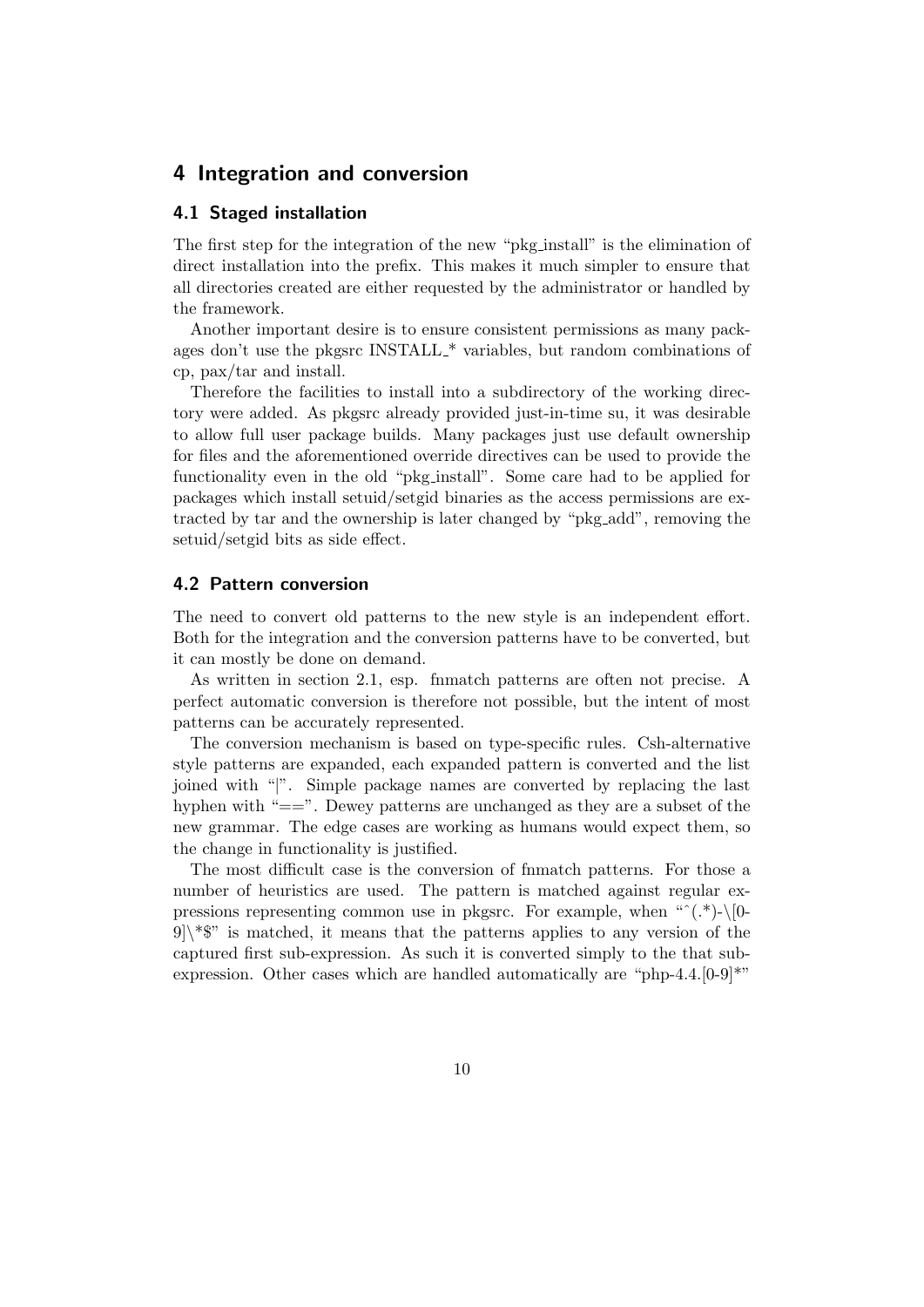## 4 Integration and conversion

### 4.1 Staged installation

The first step for the integration of the new "pkg_install" is the elimination of direct installation into the prefix. This makes it much simpler to ensure that all directories created are either requested by the administrator or handled by the framework.

Another important desire is to ensure consistent permissions as many packages don't use the pkgsrc INSTALL_* variables, but random combinations of cp, pax/tar and install.

Therefore the facilities to install into a subdirectory of the working directory were added. As pkgsrc already provided just-in-time su, it was desirable to allow full user package builds. Many packages just use default ownership for files and the aforementioned override directives can be used to provide the functionality even in the old "pkg_install". Some care had to be applied for packages which install setuid/setgid binaries as the access permissions are extracted by tar and the ownership is later changed by "pkg_add", removing the setuid/setgid bits as side effect.

### 4.2 Pattern conversion

The need to convert old patterns to the new style is an independent effort. Both for the integration and the conversion patterns have to be converted, but it can mostly be done on demand.

As written in section 2.1, esp. fnmatch patterns are often not precise. A perfect automatic conversion is therefore not possible, but the intent of most patterns can be accurately represented.

The conversion mechanism is based on type-specific rules. Csh-alternative style patterns are expanded, each expanded pattern is converted and the list joined with "|". Simple package names are converted by replacing the last hyphen with "==". Dewey patterns are unchanged as they are a subset of the new grammar. The edge cases are working as humans would expect them, so the change in functionality is justified.

The most difficult case is the conversion of fnmatch patterns. For those a number of heuristics are used. The pattern is matched against regular expressions representing common use in pkgsrc. For example, when "^(.*)-\[0-9]\*$" is matched, it means that the patterns applies to any version of the captured first sub-expression. As such it is converted simply to the that sub-expression. Other cases which are handled automatically are "php-4.4.[0-9]*"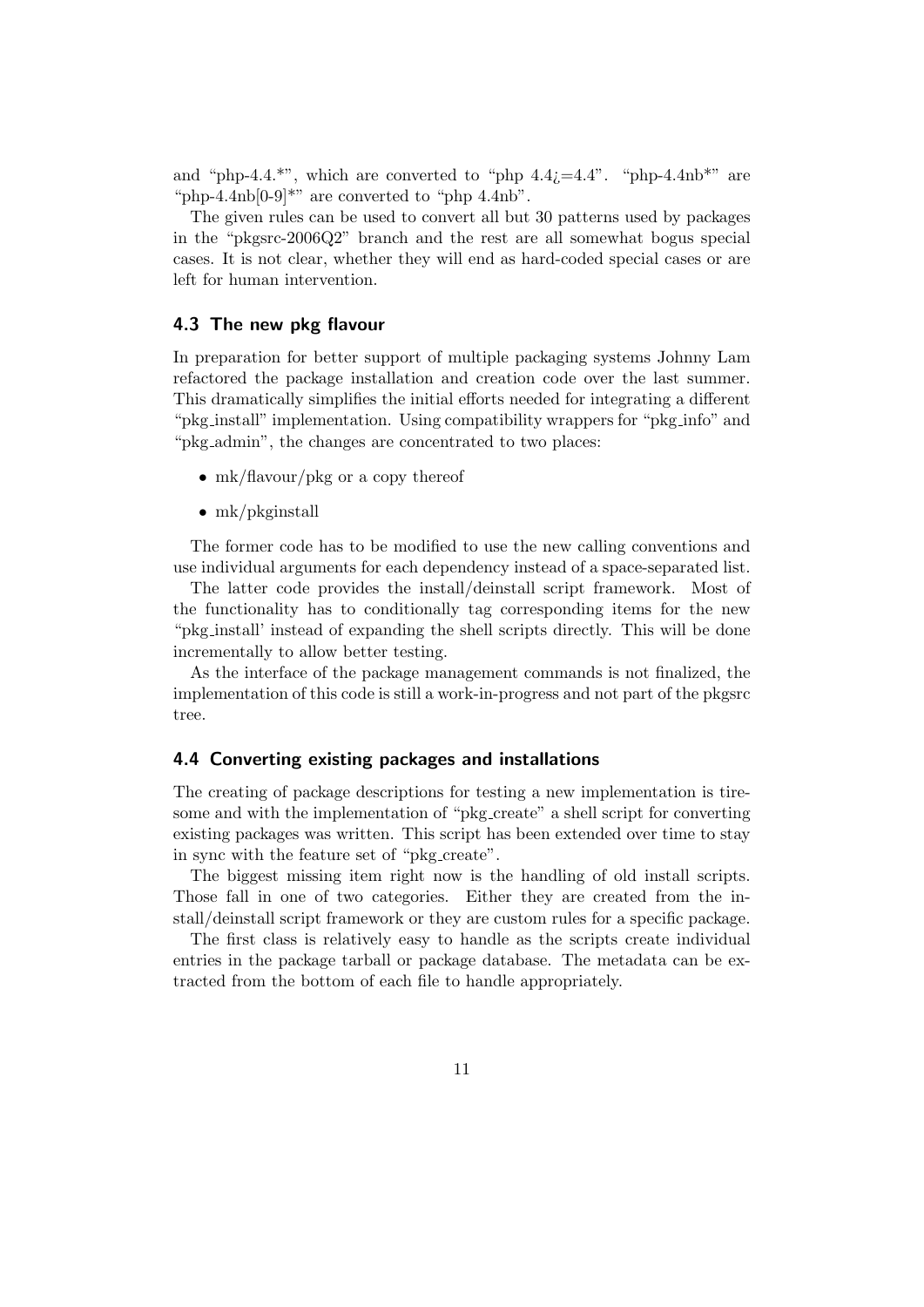and "php-4.4.*", which are converted to "php 4.4¿=4.4". "php-4.4nb*" are "php-4.4nb[0-9]*" are converted to "php 4.4nb".

The given rules can be used to convert all but 30 patterns used by packages in the "pkgsrc-2006Q2" branch and the rest are all somewhat bogus special cases. It is not clear, whether they will end as hard-coded special cases or are left for human intervention.

### 4.3 The new pkg flavour

In preparation for better support of multiple packaging systems Johnny Lam refactored the package installation and creation code over the last summer. This dramatically simplifies the initial efforts needed for integrating a different "pkg_install" implementation. Using compatibility wrappers for "pkg_info" and "pkg_admin", the changes are concentrated to two places:

- mk/flavour/pkg or a copy thereof
- mk/pkginstall

The former code has to be modified to use the new calling conventions and use individual arguments for each dependency instead of a space-separated list.

The latter code provides the install/deinstall script framework. Most of the functionality has to conditionally tag corresponding items for the new "pkg_install' instead of expanding the shell scripts directly. This will be done incrementally to allow better testing.

As the interface of the package management commands is not finalized, the implementation of this code is still a work-in-progress and not part of the pkgsrc tree.

### 4.4 Converting existing packages and installations

The creating of package descriptions for testing a new implementation is tiresome and with the implementation of "pkg_create" a shell script for converting existing packages was written. This script has been extended over time to stay in sync with the feature set of "pkg_create".

The biggest missing item right now is the handling of old install scripts. Those fall in one of two categories. Either they are created from the install/deinstall script framework or they are custom rules for a specific package.

The first class is relatively easy to handle as the scripts create individual entries in the package tarball or package database. The metadata can be extracted from the bottom of each file to handle appropriately.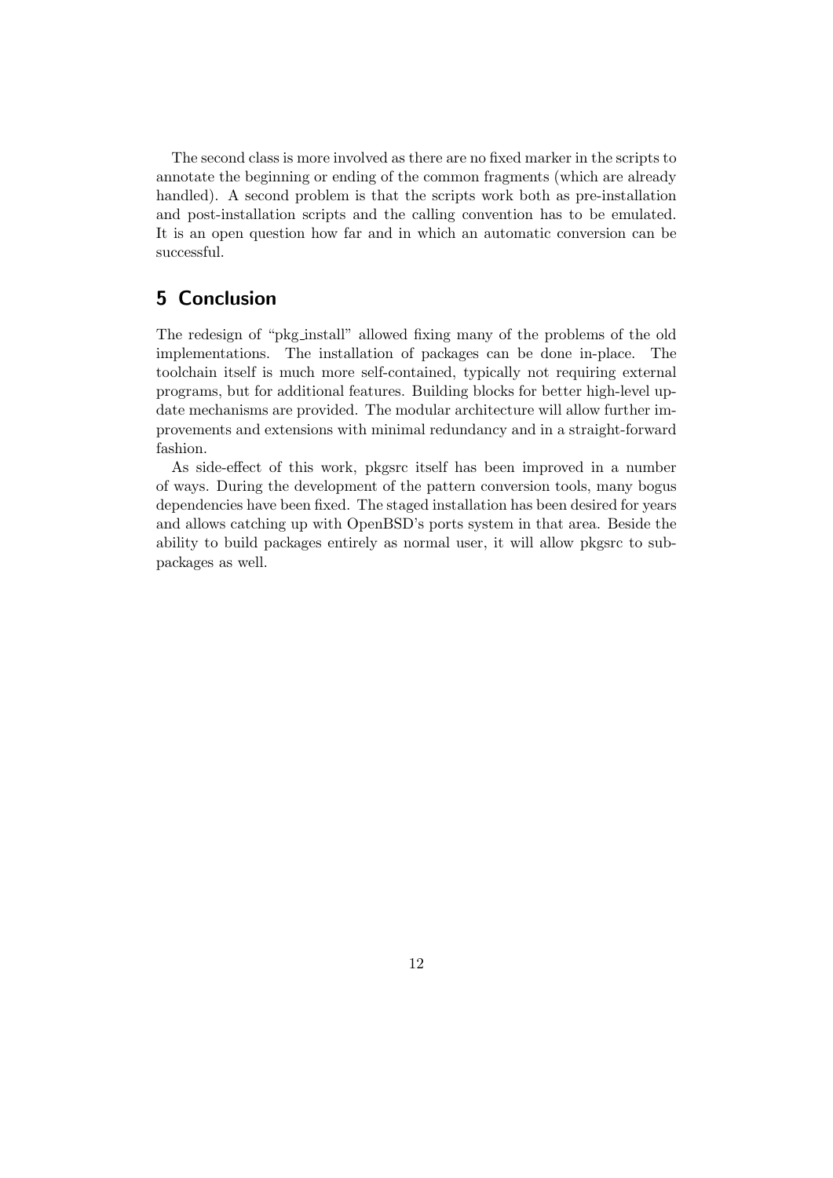The second class is more involved as there are no fixed marker in the scripts to annotate the beginning or ending of the common fragments (which are already handled). A second problem is that the scripts work both as pre-installation and post-installation scripts and the calling convention has to be emulated. It is an open question how far and in which an automatic conversion can be successful.

## 5 Conclusion

The redesign of "pkg_install" allowed fixing many of the problems of the old implementations. The installation of packages can be done in-place. The toolchain itself is much more self-contained, typically not requiring external programs, but for additional features. Building blocks for better high-level update mechanisms are provided. The modular architecture will allow further improvements and extensions with minimal redundancy and in a straight-forward fashion.

As side-effect of this work, pkgsrc itself has been improved in a number of ways. During the development of the pattern conversion tools, many bogus dependencies have been fixed. The staged installation has been desired for years and allows catching up with OpenBSD's ports system in that area. Beside the ability to build packages entirely as normal user, it will allow pkgsrc to subpackages as well.